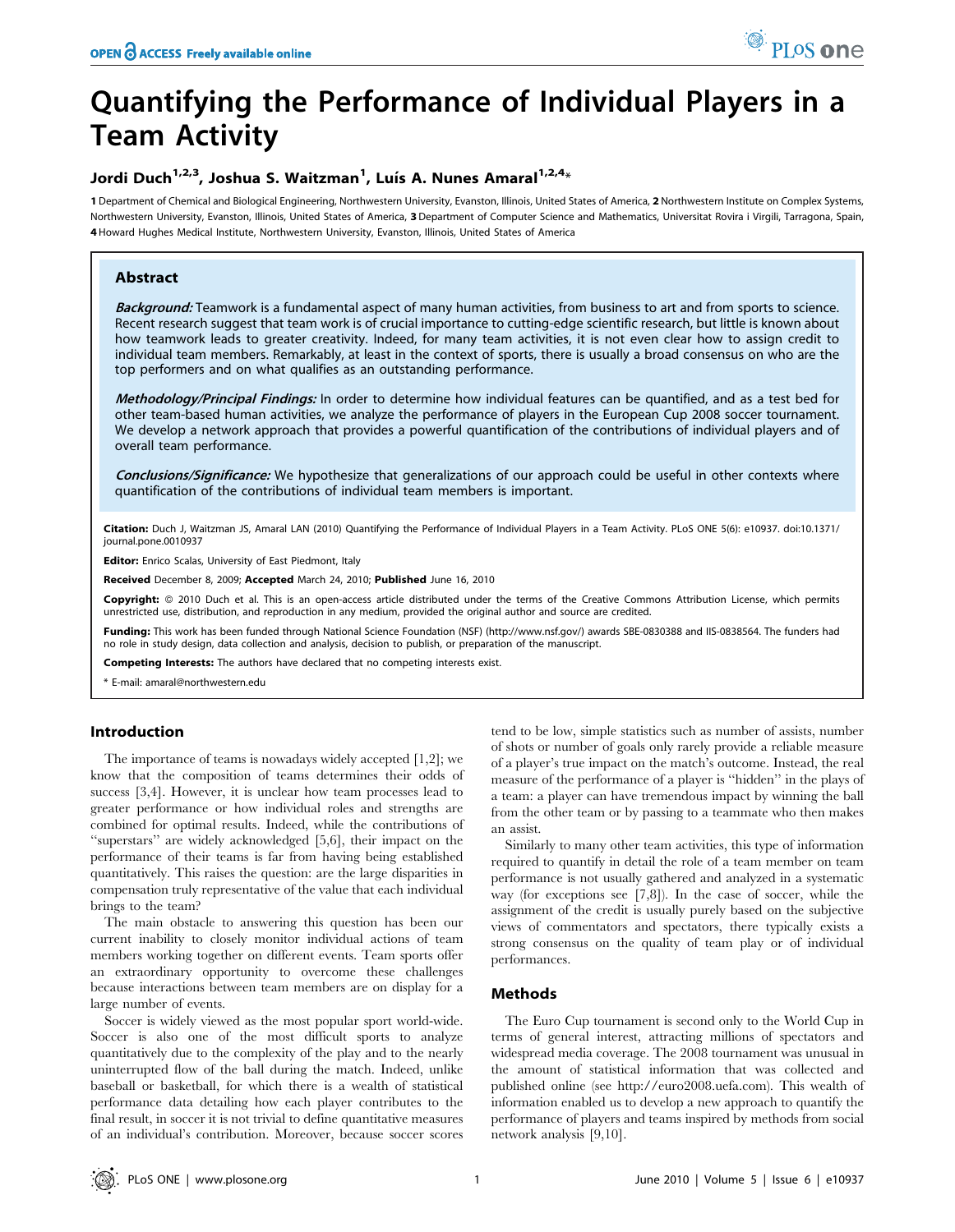# Quantifying the Performance of Individual Players in a Team Activity

**Jordi Duch[1,2,3], Joshua S. Waitzman[1], Luís A. Nunes Amaral[1,2,4]***

1 Department of Chemical and Biological Engineering, Northwestern University, Evanston, Illinois, United States of America, 2 Northwestern Institute on Complex Systems, Northwestern University, Evanston, Illinois, United States of America, 3 Department of Computer Science and Mathematics, Universitat Rovira i Virgili, Tarragona, Spain, 4 Howard Hughes Medical Institute, Northwestern University, Evanston, Illinois, United States of America

## Abstract

***Background:*** Teamwork is a fundamental aspect of many human activities, from business to art and from sports to science. Recent research suggest that team work is of crucial importance to cutting-edge scientific research, but little is known about how teamwork leads to greater creativity. Indeed, for many team activities, it is not even clear how to assign credit to individual team members. Remarkably, at least in the context of sports, there is usually a broad consensus on who are the top performers and on what qualifies as an outstanding performance.

***Methodology/Principal Findings:*** In order to determine how individual features can be quantified, and as a test bed for other team-based human activities, we analyze the performance of players in the European Cup 2008 soccer tournament. We develop a network approach that provides a powerful quantification of the contributions of individual players and of overall team performance.

***Conclusions/Significance:*** We hypothesize that generalizations of our approach could be useful in other contexts where quantification of the contributions of individual team members is important.

**Citation:** Duch J, Waitzman JS, Amaral LAN (2010) Quantifying the Performance of Individual Players in a Team Activity. PLoS ONE 5(6): e10937. doi:10.1371/journal.pone.0010937

**Editor:** Enrico Scalas, University of East Piedmont, Italy

**Received** December 8, 2009; **Accepted** March 24, 2010; **Published** June 16, 2010

**Copyright:** © 2010 Duch et al. This is an open-access article distributed under the terms of the Creative Commons Attribution License, which permits unrestricted use, distribution, and reproduction in any medium, provided the original author and source are credited.

**Funding:** This work has been funded through National Science Foundation (NSF) (http://www.nsf.gov/) awards SBE-0830388 and IIS-0838564. The funders had no role in study design, data collection and analysis, decision to publish, or preparation of the manuscript.

**Competing Interests:** The authors have declared that no competing interests exist.

\* E-mail: amaral@northwestern.edu

## Introduction

The importance of teams is nowadays widely accepted [1,2]; we know that the composition of teams determines their odds of success [3,4]. However, it is unclear how team processes lead to greater performance or how individual roles and strengths are combined for optimal results. Indeed, while the contributions of "superstars" are widely acknowledged [5,6], their impact on the performance of their teams is far from having being established quantitatively. This raises the question: are the large disparities in compensation truly representative of the value that each individual brings to the team?

The main obstacle to answering this question has been our current inability to closely monitor individual actions of team members working together on different events. Team sports offer an extraordinary opportunity to overcome these challenges because interactions between team members are on display for a large number of events.

Soccer is widely viewed as the most popular sport world-wide. Soccer is also one of the most difficult sports to analyze quantitatively due to the complexity of the play and to the nearly uninterrupted flow of the ball during the match. Indeed, unlike baseball or basketball, for which there is a wealth of statistical performance data detailing how each player contributes to the final result, in soccer it is not trivial to define quantitative measures of an individual's contribution. Moreover, because soccer scores tend to be low, simple statistics such as number of assists, number of shots or number of goals only rarely provide a reliable measure of a player's true impact on the match's outcome. Instead, the real measure of the performance of a player is "hidden" in the plays of a team: a player can have tremendous impact by winning the ball from the other team or by passing to a teammate who then makes an assist.

Similarly to many other team activities, this type of information required to quantify in detail the role of a team member on team performance is not usually gathered and analyzed in a systematic way (for exceptions see [7,8]). In the case of soccer, while the assignment of the credit is usually purely based on the subjective views of commentators and spectators, there typically exists a strong consensus on the quality of team play or of individual performances.

## Methods

The Euro Cup tournament is second only to the World Cup in terms of general interest, attracting millions of spectators and widespread media coverage. The 2008 tournament was unusual in the amount of statistical information that was collected and published online (see http://euro2008.uefa.com). This wealth of information enabled us to develop a new approach to quantify the performance of players and teams inspired by methods from social network analysis [9,10].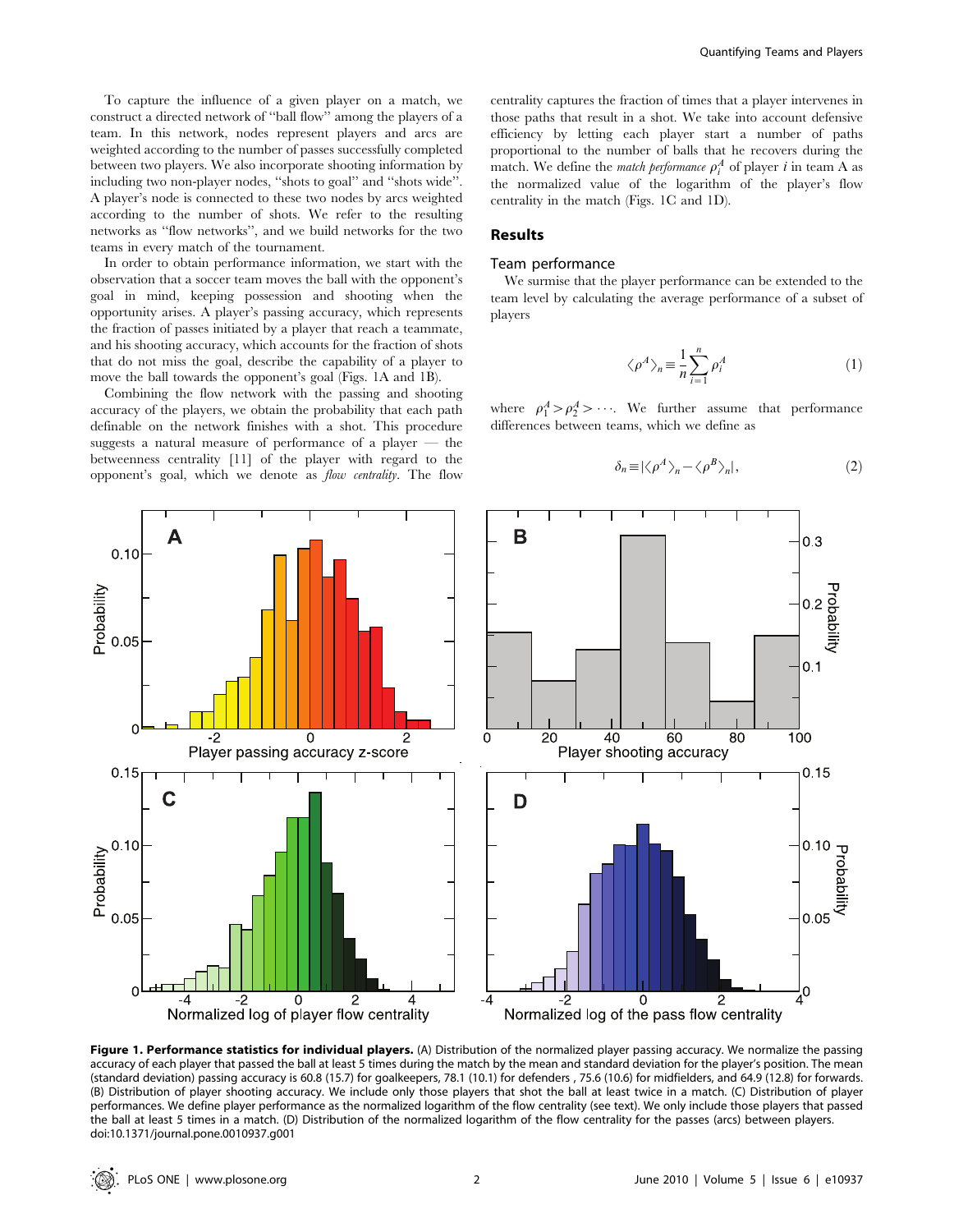To capture the influence of a given player on a match, we construct a directed network of "ball flow" among the players of a team. In this network, nodes represent players and arcs are weighted according to the number of passes successfully completed between two players. We also incorporate shooting information by including two non-player nodes, "shots to goal" and "shots wide". A player's node is connected to these two nodes by arcs weighted according to the number of shots. We refer to the resulting networks as "flow networks", and we build networks for the two teams in every match of the tournament.

In order to obtain performance information, we start with the observation that a soccer team moves the ball with the opponent's goal in mind, keeping possession and shooting when the opportunity arises. A player's passing accuracy, which represents the fraction of passes initiated by a player that reach a teammate, and his shooting accuracy, which accounts for the fraction of shots that do not miss the goal, describe the capability of a player to move the ball towards the opponent's goal (Figs. 1A and 1B).

Combining the flow network with the passing and shooting accuracy of the players, we obtain the probability that each path definable on the network finishes with a shot. This procedure suggests a natural measure of performance of a player — the betweenness centrality [11] of the player with regard to the opponent's goal, which we denote as *flow centrality*. The flow centrality captures the fraction of times that a player intervenes in those paths that result in a shot. We take into account defensive efficiency by letting each player start a number of paths proportional to the number of balls that he recovers during the match. We define the *match performance* $\rho_i^A$ of player $i$ in team A as the normalized value of the logarithm of the player's flow centrality in the match (Figs. 1C and 1D).

## Results

### Team performance

We surmise that the player performance can be extended to the team level by calculating the average performance of a subset of players

$$\langle \rho^A \rangle_n \equiv \frac{1}{n} \sum_{i=1}^{n} \rho_i^A \tag{1}$$

where $\rho_1^A > \rho_2^A > \cdots$. We further assume that performance differences between teams, which we define as

$$\delta_n \equiv |\langle \rho^A \rangle_n - \langle \rho^B \rangle_n|, \tag{2}$$

**Figure 1. Performance statistics for individual players.** (A) Distribution of the normalized player passing accuracy. We normalize the passing accuracy of each player that passed the ball at least 5 times during the match by the mean and standard deviation for the player's position. The mean (standard deviation) passing accuracy is 60.8 (15.7) for goalkeepers, 78.1 (10.1) for defenders , 75.6 (10.6) for midfielders, and 64.9 (12.8) for forwards. (B) Distribution of player shooting accuracy. We include only those players that shot the ball at least twice in a match. (C) Distribution of player performances. We define player performance as the normalized logarithm of the flow centrality (see text). We only include those players that passed the ball at least 5 times in a match. (D) Distribution of the normalized logarithm of the flow centrality for the passes (arcs) between players. doi:10.1371/journal.pone.0010937.g001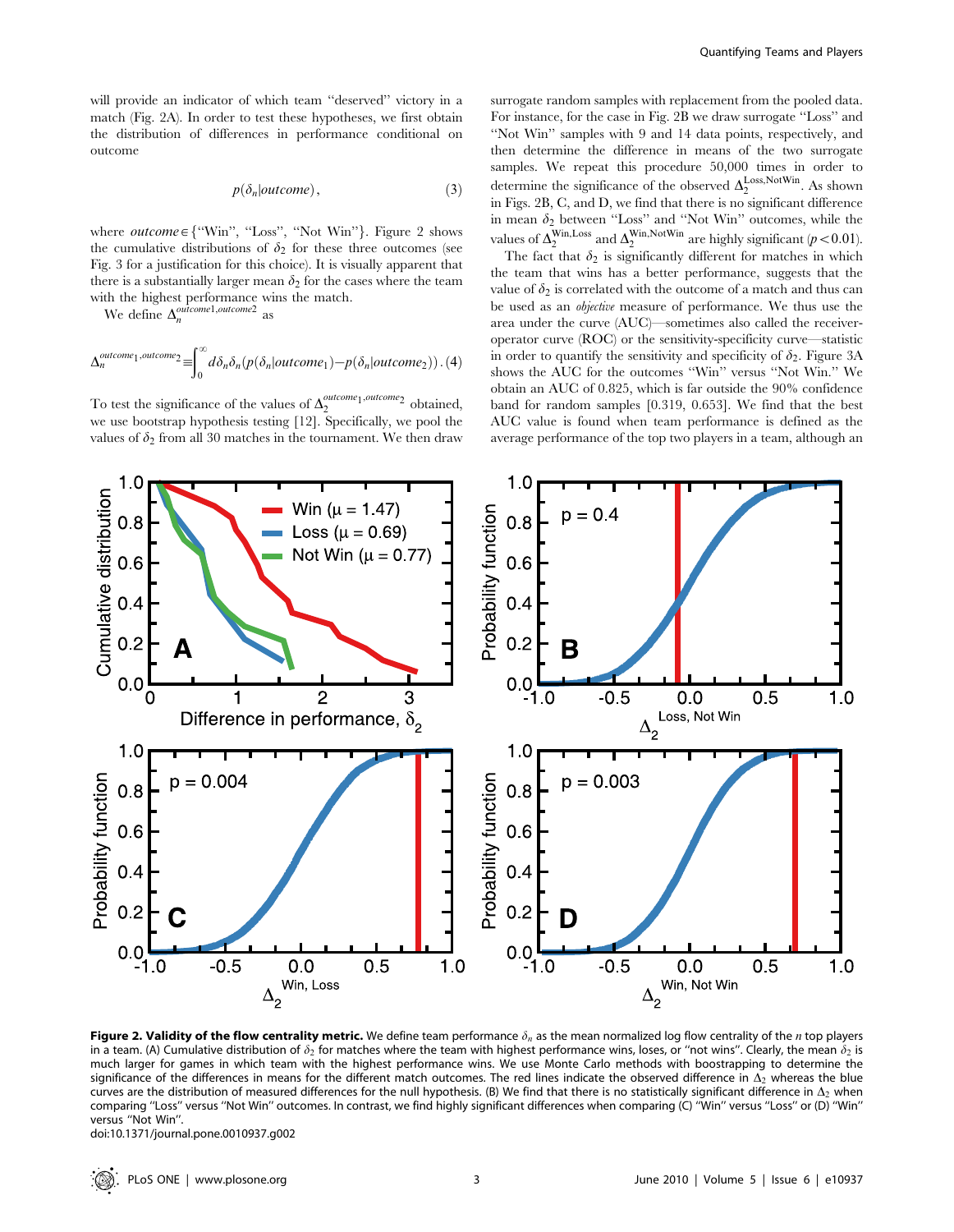will provide an indicator of which team "deserved" victory in a match (Fig. 2A). In order to test these hypotheses, we first obtain the distribution of differences in performance conditional on outcome

$$p(\delta_n|outcome), \tag{3}$$

where $outcome \in \{$"Win", "Loss", "Not Win"$\}$. Figure 2 shows the cumulative distributions of $\delta_2$ for these three outcomes (see Fig. 3 for a justification for this choice). It is visually apparent that there is a substantially larger mean $\delta_2$ for the cases where the team with the highest performance wins the match.

We define $\Delta_n^{outcome1,outcome2}$ as

$$\Delta_n^{outcome_1,outcome_2} \equiv \int_0^\infty d\delta_n \delta_n (p(\delta_n|outcome_1) - p(\delta_n|outcome_2)) \,. \tag{4}$$

To test the significance of the values of $\Delta_2^{outcome_1,outcome_2}$ obtained, we use bootstrap hypothesis testing [12]. Specifically, we pool the values of $\delta_2$ from all 30 matches in the tournament. We then draw surrogate random samples with replacement from the pooled data. For instance, for the case in Fig. 2B we draw surrogate "Loss" and "Not Win" samples with 9 and 14 data points, respectively, and then determine the difference in means of the two surrogate samples. We repeat this procedure 50,000 times in order to determine the significance of the observed $\Delta_2^{\mathrm{Loss,NotWin}}$. As shown in Figs. 2B, C, and D, we find that there is no significant difference in mean $\delta_2$ between "Loss" and "Not Win" outcomes, while the values of $\Delta_2^{\mathrm{Win,Loss}}$ and $\Delta_2^{\mathrm{Win,NotWin}}$ are highly significant ($p < 0.01$).

The fact that $\delta_2$ is significantly different for matches in which the team that wins has a better performance, suggests that the value of $\delta_2$ is correlated with the outcome of a match and thus can be used as an *objective* measure of performance. We thus use the area under the curve (AUC)—sometimes also called the receiver-operator curve (ROC) or the sensitivity-specificity curve—statistic in order to quantify the sensitivity and specificity of $\delta_2$. Figure 3A shows the AUC for the outcomes "Win" versus "Not Win." We obtain an AUC of 0.825, which is far outside the 90% confidence band for random samples [0.319, 0.653]. We find that the best AUC value is found when team performance is defined as the average performance of the top two players in a team, although an

**Figure 2. Validity of the flow centrality metric.** We define team performance $\delta_n$ as the mean normalized log flow centrality of the $n$ top players in a team. (A) Cumulative distribution of $\delta_2$ for matches where the team with highest performance wins, loses, or "not wins". Clearly, the mean $\delta_2$ is much larger for games in which team with the highest performance wins. We use Monte Carlo methods with boostrapping to determine the significance of the differences in means for the different match outcomes. The red lines indicate the observed difference in $\Delta_2$ whereas the blue curves are the distribution of measured differences for the null hypothesis. (B) We find that there is no statistically significant difference in $\Delta_2$ when comparing "Loss" versus "Not Win" outcomes. In contrast, we find highly significant differences when comparing (C) "Win" versus "Loss" or (D) "Win" versus "Not Win".
doi:10.1371/journal.pone.0010937.g002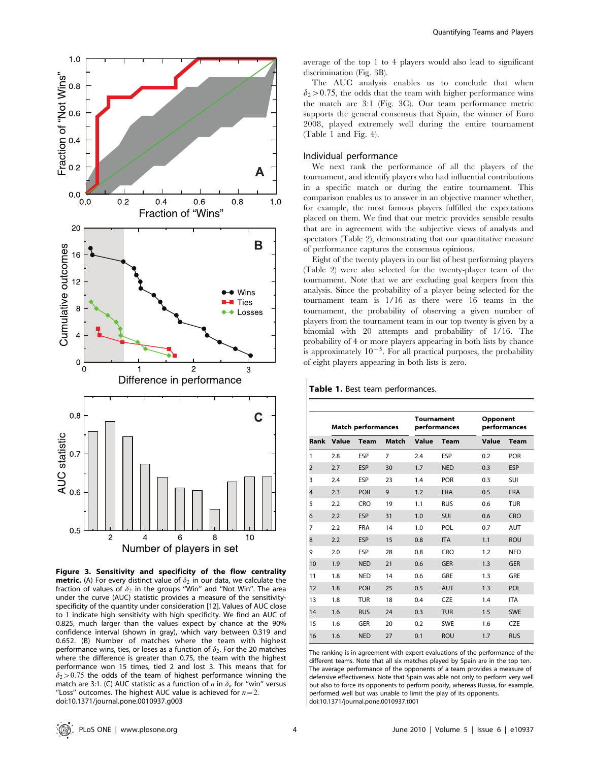average of the top 1 to 4 players would also lead to significant discrimination (Fig. 3B).

The AUC analysis enables us to conclude that when $\delta_2 > 0.75$, the odds that the team with higher performance wins the match are 3:1 (Fig. 3C). Our team performance metric supports the general consensus that Spain, the winner of Euro 2008, played extremely well during the entire tournament (Table 1 and Fig. 4).

Figure 3. Sensitivity and specificity of the flow centrality metric. (A) For every distinct value of $\delta_2$ in our data, we calculate the fraction of values of $\delta_2$ in the groups "Win" and "Not Win". The area under the curve (AUC) statistic provides a measure of the sensitivity-specificity of the quantity under consideration [12]. Values of AUC close to 1 indicate high sensitivity with high specificity. We find an AUC of 0.825, much larger than the values expect by chance at the 90% confidence interval (shown in gray), which vary between 0.319 and 0.652. (B) Number of matches where the team with highest performance wins, ties, or loses as a function of $\delta_2$. For the 20 matches where the difference is greater than 0.75, the team with the highest performance won 15 times, tied 2 and lost 3. This means that for $\delta_2 > 0.75$ the odds of the team of highest performance winning the match are 3:1. (C) AUC statistic as a function of $n$ in $\delta_n$ for "win" versus "Loss" outcomes. The highest AUC value is achieved for $n = 2$.
doi:10.1371/journal.pone.0010937.g003

## Individual performance

We next rank the performance of all the players of the tournament, and identify players who had influential contributions in a specific match or during the entire tournament. This comparison enables us to answer in an objective manner whether, for example, the most famous players fulfilled the expectations placed on them. We find that our metric provides sensible results that are in agreement with the subjective views of analysts and spectators (Table 2), demonstrating that our quantitative measure of performance captures the consensus opinions.

Eight of the twenty players in our list of best performing players (Table 2) were also selected for the twenty-player team of the tournament. Note that we are excluding goal keepers from this analysis. Since the probability of a player being selected for the tournament team is 1/16 as there were 16 teams in the tournament, the probability of observing a given number of players from the tournament team in our top twenty is given by a binomial with 20 attempts and probability of 1/16. The probability of 4 or more players appearing in both lists by chance is approximately $10^{-5}$. For all practical purposes, the probability of eight players appearing in both lists is zero.

**Table 1.** Best team performances.

| | Match performances | | | Tournament performances | | Opponent performances | |
|---|---|---|---|---|---|---|---|
| Rank | Value | Team | Match | Value | Team | Value | Team |
| 1 | 2.8 | ESP | 7 | 2.4 | ESP | 0.2 | POR |
| 2 | 2.7 | ESP | 30 | 1.7 | NED | 0.3 | ESP |
| 3 | 2.4 | ESP | 23 | 1.4 | POR | 0.3 | SUI |
| 4 | 2.3 | POR | 9 | 1.2 | FRA | 0.5 | FRA |
| 5 | 2.2 | CRO | 19 | 1.1 | RUS | 0.6 | TUR |
| 6 | 2.2 | ESP | 31 | 1.0 | SUI | 0.6 | CRO |
| 7 | 2.2 | FRA | 14 | 1.0 | POL | 0.7 | AUT |
| 8 | 2.2 | ESP | 15 | 0.8 | ITA | 1.1 | ROU |
| 9 | 2.0 | ESP | 28 | 0.8 | CRO | 1.2 | NED |
| 10 | 1.9 | NED | 21 | 0.6 | GER | 1.3 | GER |
| 11 | 1.8 | NED | 14 | 0.6 | GRE | 1.3 | GRE |
| 12 | 1.8 | POR | 25 | 0.5 | AUT | 1.3 | POL |
| 13 | 1.8 | TUR | 18 | 0.4 | CZE | 1.4 | ITA |
| 14 | 1.6 | RUS | 24 | 0.3 | TUR | 1.5 | SWE |
| 15 | 1.6 | GER | 20 | 0.2 | SWE | 1.6 | CZE |
| 16 | 1.6 | NED | 27 | 0.1 | ROU | 1.7 | RUS |

The ranking is in agreement with expert evaluations of the performance of the different teams. Note that all six matches played by Spain are in the top ten. The average performance of the opponents of a team provides a measure of defensive effectiveness. Note that Spain was able not only to perform very well but also to force its opponents to perform poorly, whereas Russia, for example, performed well but was unable to limit the play of its opponents.
doi:10.1371/journal.pone.0010937.t001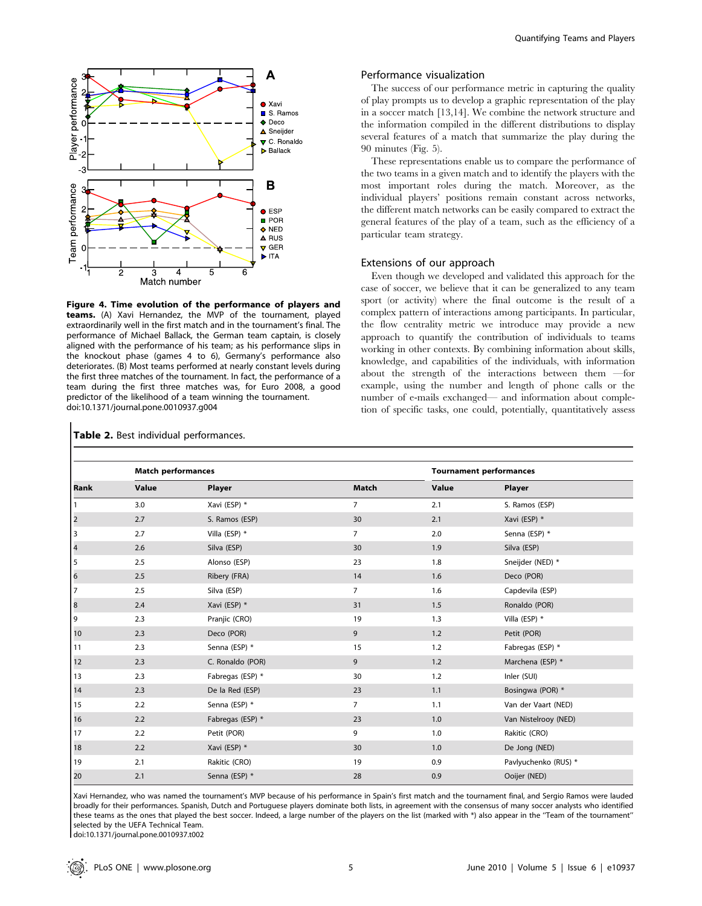**Figure 4. Time evolution of the performance of players and teams.** (A) Xavi Hernandez, the MVP of the tournament, played extraordinarily well in the first match and in the tournament's final. The performance of Michael Ballack, the German team captain, is closely aligned with the performance of his team; as his performance slips in the knockout phase (games 4 to 6), Germany's performance also deteriorates. (B) Most teams performed at nearly constant levels during the first three matches of the tournament. In fact, the performance of a team during the first three matches was, for Euro 2008, a good predictor of the likelihood of a team winning the tournament.
doi:10.1371/journal.pone.0010937.g004

### Performance visualization

The success of our performance metric in capturing the quality of play prompts us to develop a graphic representation of the play in a soccer match [13,14]. We combine the network structure and the information compiled in the different distributions to display several features of a match that summarize the play during the 90 minutes (Fig. 5).

These representations enable us to compare the performance of the two teams in a given match and to identify the players with the most important roles during the match. Moreover, as the individual players' positions remain constant across networks, the different match networks can be easily compared to extract the general features of the play of a team, such as the efficiency of a particular team strategy.

### Extensions of our approach

Even though we developed and validated this approach for the case of soccer, we believe that it can be generalized to any team sport (or activity) where the final outcome is the result of a complex pattern of interactions among participants. In particular, the flow centrality metric we introduce may provide a new approach to quantify the contribution of individuals to teams working in other contexts. By combining information about skills, knowledge, and capabilities of the individuals, with information about the strength of the interactions between them —for example, using the number and length of phone calls or the number of e-mails exchanged— and information about completion of specific tasks, one could, potentially, quantitatively assess

**Table 2.** Best individual performances.

| | Match performances | | | Tournament performances | |
|---|---|---|---|---|---|
| **Rank** | **Value** | **Player** | **Match** | **Value** | **Player** |
| 1 | 3.0 | Xavi (ESP) * | 7 | 2.1 | S. Ramos (ESP) |
| 2 | 2.7 | S. Ramos (ESP) | 30 | 2.1 | Xavi (ESP) * |
| 3 | 2.7 | Villa (ESP) * | 7 | 2.0 | Senna (ESP) * |
| 4 | 2.6 | Silva (ESP) | 30 | 1.9 | Silva (ESP) |
| 5 | 2.5 | Alonso (ESP) | 23 | 1.8 | Sneijder (NED) * |
| 6 | 2.5 | Ribery (FRA) | 14 | 1.6 | Deco (POR) |
| 7 | 2.5 | Silva (ESP) | 7 | 1.6 | Capdevila (ESP) |
| 8 | 2.4 | Xavi (ESP) * | 31 | 1.5 | Ronaldo (POR) |
| 9 | 2.3 | Pranjic (CRO) | 19 | 1.3 | Villa (ESP) * |
| 10 | 2.3 | Deco (POR) | 9 | 1.2 | Petit (POR) |
| 11 | 2.3 | Senna (ESP) * | 15 | 1.2 | Fabregas (ESP) * |
| 12 | 2.3 | C. Ronaldo (POR) | 9 | 1.2 | Marchena (ESP) * |
| 13 | 2.3 | Fabregas (ESP) * | 30 | 1.2 | Inler (SUI) |
| 14 | 2.3 | De la Red (ESP) | 23 | 1.1 | Bosingwa (POR) * |
| 15 | 2.2 | Senna (ESP) * | 7 | 1.1 | Van der Vaart (NED) |
| 16 | 2.2 | Fabregas (ESP) * | 23 | 1.0 | Van Nistelrooy (NED) |
| 17 | 2.2 | Petit (POR) | 9 | 1.0 | Rakitic (CRO) |
| 18 | 2.2 | Xavi (ESP) * | 30 | 1.0 | De Jong (NED) |
| 19 | 2.1 | Rakitic (CRO) | 19 | 0.9 | Pavlyuchenko (RUS) * |
| 20 | 2.1 | Senna (ESP) * | 28 | 0.9 | Ooijer (NED) |

Xavi Hernandez, who was named the tournament's MVP because of his performance in Spain's first match and the tournament final, and Sergio Ramos were lauded broadly for their performances. Spanish, Dutch and Portuguese players dominate both lists, in agreement with the consensus of many soccer analysts who identified these teams as the ones that played the best soccer. Indeed, a large number of the players on the list (marked with *) also appear in the "Team of the tournament" selected by the UEFA Technical Team.
doi:10.1371/journal.pone.0010937.t002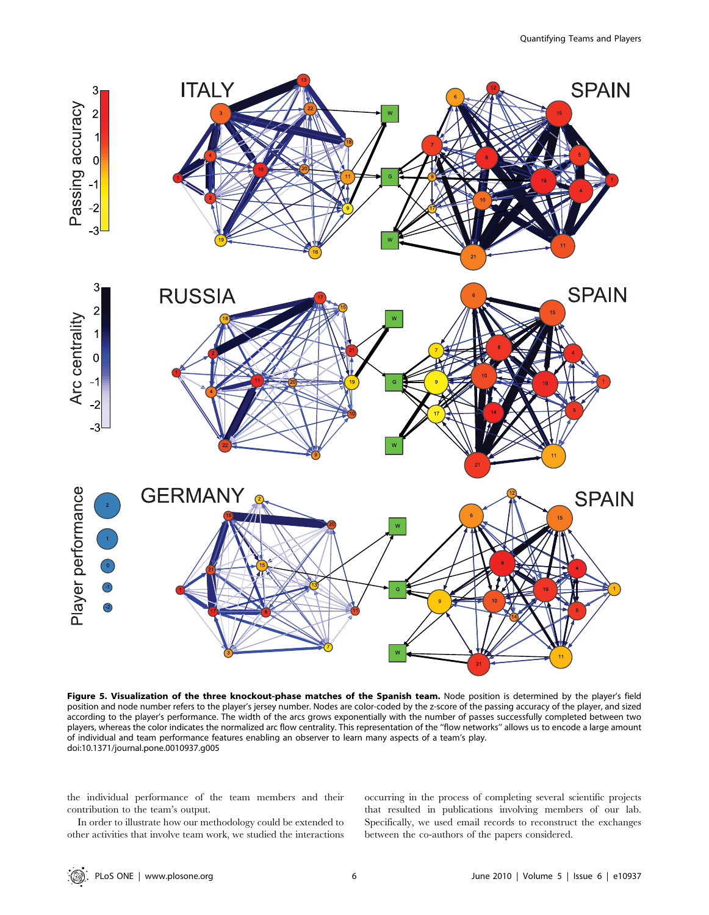**Figure 5. Visualization of the three knockout-phase matches of the Spanish team.** Node position is determined by the player's field position and node number refers to the player's jersey number. Nodes are color-coded by the z-score of the passing accuracy of the player, and sized according to the player's performance. The width of the arcs grows exponentially with the number of passes successfully completed between two players, whereas the color indicates the normalized arc flow centrality. This representation of the "flow networks" allows us to encode a large amount of individual and team performance features enabling an observer to learn many aspects of a team's play.
doi:10.1371/journal.pone.0010937.g005

the individual performance of the team members and their contribution to the team's output.

In order to illustrate how our methodology could be extended to other activities that involve team work, we studied the interactions occurring in the process of completing several scientific projects that resulted in publications involving members of our lab. Specifically, we used email records to reconstruct the exchanges between the co-authors of the papers considered.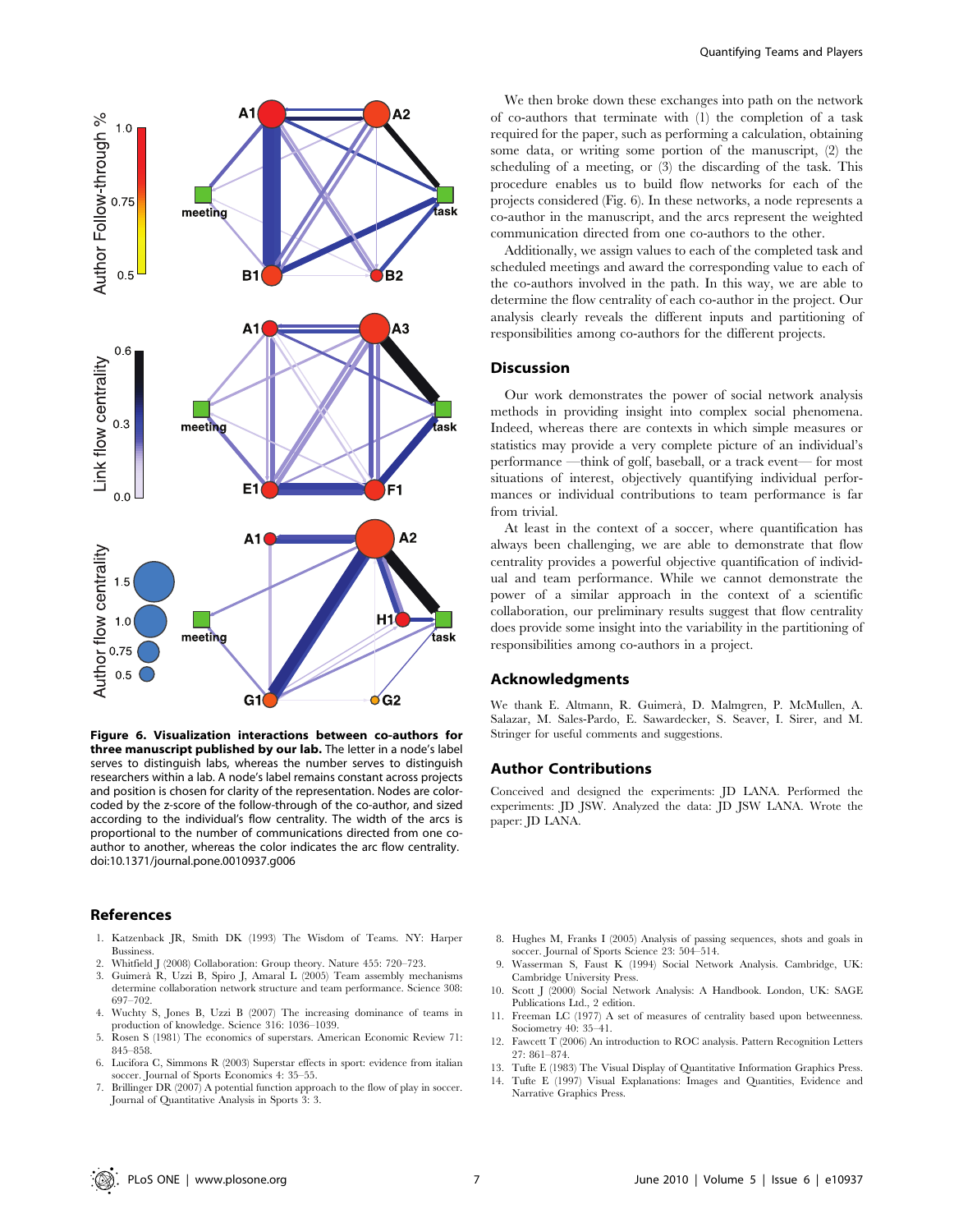Author Follow-through %
1.0
0.75
0.5

Link flow centrality
0.6
0.3
0.0

Author flow centrality
1.5
1.0
0.75
0.5

A1
A2
meeting
task
B1
B2

A1
A3
meeting
task
E1
F1

A1
A2
meeting
H1
task
G1
G2

**Figure 6. Visualization interactions between co-authors for three manuscript published by our lab.** The letter in a node's label serves to distinguish labs, whereas the number serves to distinguish researchers within a lab. A node's label remains constant across projects and position is chosen for clarity of the representation. Nodes are color-coded by the z-score of the follow-through of the co-author, and sized according to the individual's flow centrality. The width of the arcs is proportional to the number of communications directed from one co-author to another, whereas the color indicates the arc flow centrality. doi:10.1371/journal.pone.0010937.g006

We then broke down these exchanges into path on the network of co-authors that terminate with (1) the completion of a task required for the paper, such as performing a calculation, obtaining some data, or writing some portion of the manuscript, (2) the scheduling of a meeting, or (3) the discarding of the task. This procedure enables us to build flow networks for each of the projects considered (Fig. 6). In these networks, a node represents a co-author in the manuscript, and the arcs represent the weighted communication directed from one co-authors to the other.

Additionally, we assign values to each of the completed task and scheduled meetings and award the corresponding value to each of the co-authors involved in the path. In this way, we are able to determine the flow centrality of each co-author in the project. Our analysis clearly reveals the different inputs and partitioning of responsibilities among co-authors for the different projects.

## Discussion

Our work demonstrates the power of social network analysis methods in providing insight into complex social phenomena. Indeed, whereas there are contexts in which simple measures or statistics may provide a very complete picture of an individual's performance —think of golf, baseball, or a track event— for most situations of interest, objectively quantifying individual performances or individual contributions to team performance is far from trivial.

At least in the context of a soccer, where quantification has always been challenging, we are able to demonstrate that flow centrality provides a powerful objective quantification of individual and team performance. While we cannot demonstrate the power of a similar approach in the context of a scientific collaboration, our preliminary results suggest that flow centrality does provide some insight into the variability in the partitioning of responsibilities among co-authors in a project.

## Acknowledgments

We thank E. Altmann, R. Guimerà, D. Malmgren, P. McMullen, A. Salazar, M. Sales-Pardo, E. Sawardecker, S. Seaver, I. Sirer, and M. Stringer for useful comments and suggestions.

## Author Contributions

Conceived and designed the experiments: JD LANA. Performed the experiments: JD JSW. Analyzed the data: JD JSW LANA. Wrote the paper: JD LANA.

## References

1. Katzenback JR, Smith DK (1993) The Wisdom of Teams. NY: Harper Bussiness.
2. Whitfield J (2008) Collaboration: Group theory. Nature 455: 720–723.
3. Guimerà R, Uzzi B, Spiro J, Amaral L (2005) Team assembly mechanisms determine collaboration network structure and team performance. Science 308: 697–702.
4. Wuchty S, Jones B, Uzzi B (2007) The increasing dominance of teams in production of knowledge. Science 316: 1036–1039.
5. Rosen S (1981) The economics of superstars. American Economic Review 71: 845–858.
6. Lucifora C, Simmons R (2003) Superstar effects in sport: evidence from italian soccer. Journal of Sports Economics 4: 35–55.
7. Brillinger DR (2007) A potential function approach to the flow of play in soccer. Journal of Quantitative Analysis in Sports 3: 3.
8. Hughes M, Franks I (2005) Analysis of passing sequences, shots and goals in soccer. Journal of Sports Science 23: 504–514.
9. Wasserman S, Faust K (1994) Social Network Analysis. Cambridge, UK: Cambridge University Press.
10. Scott J (2000) Social Network Analysis: A Handbook. London, UK: SAGE Publications Ltd., 2 edition.
11. Freeman LC (1977) A set of measures of centrality based upon betweenness. Sociometry 40: 35–41.
12. Fawcett T (2006) An introduction to ROC analysis. Pattern Recognition Letters 27: 861–874.
13. Tufte E (1983) The Visual Display of Quantitative Information Graphics Press.
14. Tufte E (1997) Visual Explanations: Images and Quantities, Evidence and Narrative Graphics Press.